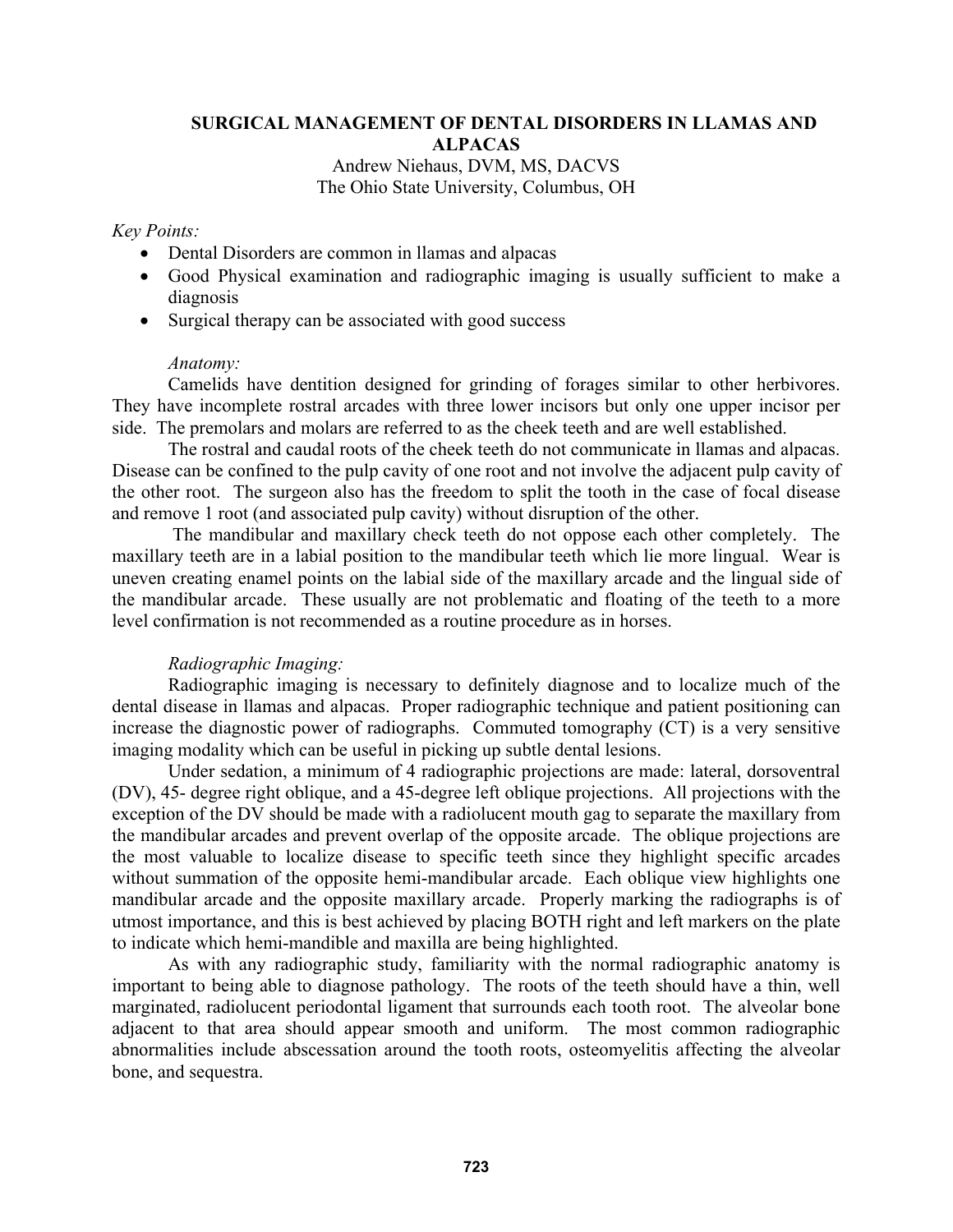# SURGICAL MANAGEMENT OF DENTAL DISORDERS IN LLAMAS AND ALPACAS

Andrew Niehaus, DVM, MS, DACVS
The Ohio State University, Columbus, OH

*Key Points:*

- Dental Disorders are common in llamas and alpacas
- Good Physical examination and radiographic imaging is usually sufficient to make a diagnosis
- Surgical therapy can be associated with good success

## *Anatomy:*

Camelids have dentition designed for grinding of forages similar to other herbivores. They have incomplete rostral arcades with three lower incisors but only one upper incisor per side. The premolars and molars are referred to as the cheek teeth and are well established.

The rostral and caudal roots of the cheek teeth do not communicate in llamas and alpacas. Disease can be confined to the pulp cavity of one root and not involve the adjacent pulp cavity of the other root. The surgeon also has the freedom to split the tooth in the case of focal disease and remove 1 root (and associated pulp cavity) without disruption of the other.

The mandibular and maxillary check teeth do not oppose each other completely. The maxillary teeth are in a labial position to the mandibular teeth which lie more lingual. Wear is uneven creating enamel points on the labial side of the maxillary arcade and the lingual side of the mandibular arcade. These usually are not problematic and floating of the teeth to a more level confirmation is not recommended as a routine procedure as in horses.

## *Radiographic Imaging:*

Radiographic imaging is necessary to definitely diagnose and to localize much of the dental disease in llamas and alpacas. Proper radiographic technique and patient positioning can increase the diagnostic power of radiographs. Commuted tomography (CT) is a very sensitive imaging modality which can be useful in picking up subtle dental lesions.

Under sedation, a minimum of 4 radiographic projections are made: lateral, dorsoventral (DV), 45- degree right oblique, and a 45-degree left oblique projections. All projections with the exception of the DV should be made with a radiolucent mouth gag to separate the maxillary from the mandibular arcades and prevent overlap of the opposite arcade. The oblique projections are the most valuable to localize disease to specific teeth since they highlight specific arcades without summation of the opposite hemi-mandibular arcade. Each oblique view highlights one mandibular arcade and the opposite maxillary arcade. Properly marking the radiographs is of utmost importance, and this is best achieved by placing BOTH right and left markers on the plate to indicate which hemi-mandible and maxilla are being highlighted.

As with any radiographic study, familiarity with the normal radiographic anatomy is important to being able to diagnose pathology. The roots of the teeth should have a thin, well marginated, radiolucent periodontal ligament that surrounds each tooth root. The alveolar bone adjacent to that area should appear smooth and uniform. The most common radiographic abnormalities include abscessation around the tooth roots, osteomyelitis affecting the alveolar bone, and sequestra.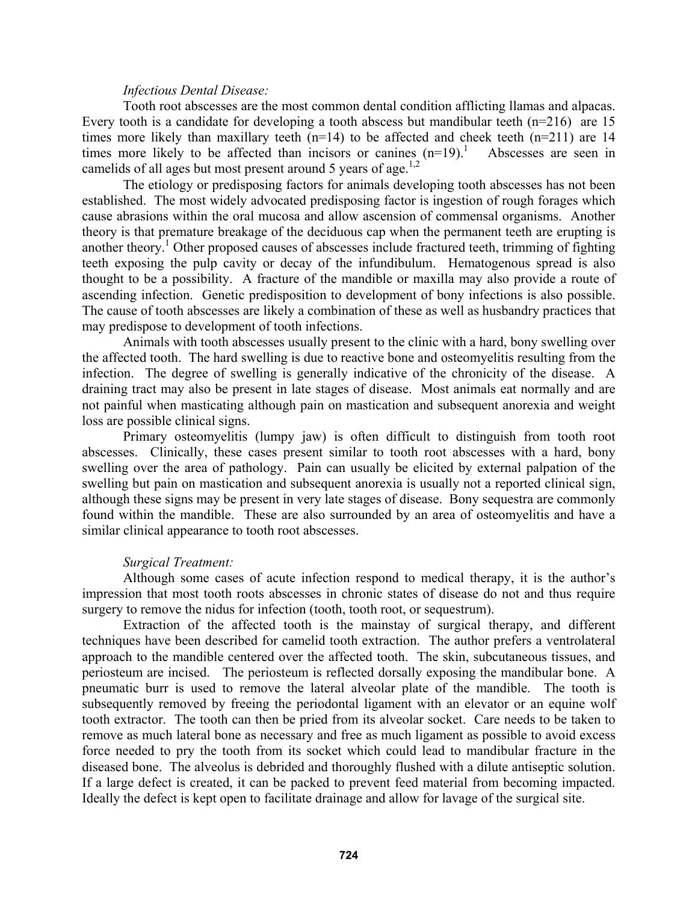*Infectious Dental Disease:*

Tooth root abscesses are the most common dental condition afflicting llamas and alpacas. Every tooth is a candidate for developing a tooth abscess but mandibular teeth (n=216) are 15 times more likely than maxillary teeth (n=14) to be affected and cheek teeth (n=211) are 14 times more likely to be affected than incisors or canines (n=19).[1] Abscesses are seen in camelids of all ages but most present around 5 years of age.[1,2]

The etiology or predisposing factors for animals developing tooth abscesses has not been established. The most widely advocated predisposing factor is ingestion of rough forages which cause abrasions within the oral mucosa and allow ascension of commensal organisms. Another theory is that premature breakage of the deciduous cap when the permanent teeth are erupting is another theory.[1] Other proposed causes of abscesses include fractured teeth, trimming of fighting teeth exposing the pulp cavity or decay of the infundibulum. Hematogenous spread is also thought to be a possibility. A fracture of the mandible or maxilla may also provide a route of ascending infection. Genetic predisposition to development of bony infections is also possible. The cause of tooth abscesses are likely a combination of these as well as husbandry practices that may predispose to development of tooth infections.

Animals with tooth abscesses usually present to the clinic with a hard, bony swelling over the affected tooth. The hard swelling is due to reactive bone and osteomyelitis resulting from the infection. The degree of swelling is generally indicative of the chronicity of the disease. A draining tract may also be present in late stages of disease. Most animals eat normally and are not painful when masticating although pain on mastication and subsequent anorexia and weight loss are possible clinical signs.

Primary osteomyelitis (lumpy jaw) is often difficult to distinguish from tooth root abscesses. Clinically, these cases present similar to tooth root abscesses with a hard, bony swelling over the area of pathology. Pain can usually be elicited by external palpation of the swelling but pain on mastication and subsequent anorexia is usually not a reported clinical sign, although these signs may be present in very late stages of disease. Bony sequestra are commonly found within the mandible. These are also surrounded by an area of osteomyelitis and have a similar clinical appearance to tooth root abscesses.

*Surgical Treatment:*

Although some cases of acute infection respond to medical therapy, it is the author's impression that most tooth roots abscesses in chronic states of disease do not and thus require surgery to remove the nidus for infection (tooth, tooth root, or sequestrum).

Extraction of the affected tooth is the mainstay of surgical therapy, and different techniques have been described for camelid tooth extraction. The author prefers a ventrolateral approach to the mandible centered over the affected tooth. The skin, subcutaneous tissues, and periosteum are incised. The periosteum is reflected dorsally exposing the mandibular bone. A pneumatic burr is used to remove the lateral alveolar plate of the mandible. The tooth is subsequently removed by freeing the periodontal ligament with an elevator or an equine wolf tooth extractor. The tooth can then be pried from its alveolar socket. Care needs to be taken to remove as much lateral bone as necessary and free as much ligament as possible to avoid excess force needed to pry the tooth from its socket which could lead to mandibular fracture in the diseased bone. The alveolus is debrided and thoroughly flushed with a dilute antiseptic solution. If a large defect is created, it can be packed to prevent feed material from becoming impacted. Ideally the defect is kept open to facilitate drainage and allow for lavage of the surgical site.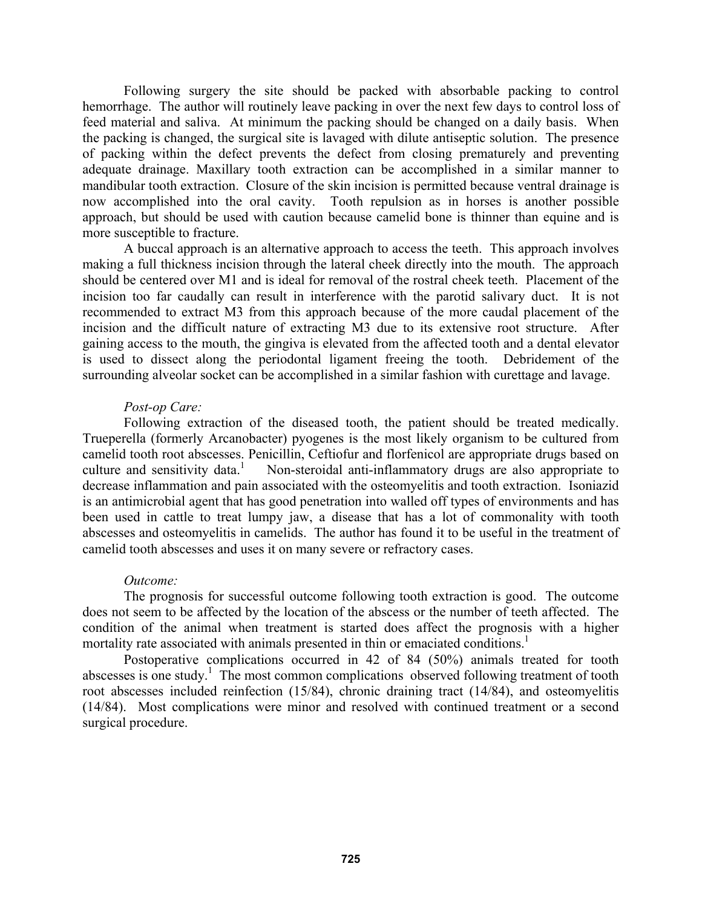Following surgery the site should be packed with absorbable packing to control hemorrhage. The author will routinely leave packing in over the next few days to control loss of feed material and saliva. At minimum the packing should be changed on a daily basis. When the packing is changed, the surgical site is lavaged with dilute antiseptic solution. The presence of packing within the defect prevents the defect from closing prematurely and preventing adequate drainage. Maxillary tooth extraction can be accomplished in a similar manner to mandibular tooth extraction. Closure of the skin incision is permitted because ventral drainage is now accomplished into the oral cavity. Tooth repulsion as in horses is another possible approach, but should be used with caution because camelid bone is thinner than equine and is more susceptible to fracture.

A buccal approach is an alternative approach to access the teeth. This approach involves making a full thickness incision through the lateral cheek directly into the mouth. The approach should be centered over M1 and is ideal for removal of the rostral cheek teeth. Placement of the incision too far caudally can result in interference with the parotid salivary duct. It is not recommended to extract M3 from this approach because of the more caudal placement of the incision and the difficult nature of extracting M3 due to its extensive root structure. After gaining access to the mouth, the gingiva is elevated from the affected tooth and a dental elevator is used to dissect along the periodontal ligament freeing the tooth. Debridement of the surrounding alveolar socket can be accomplished in a similar fashion with curettage and lavage.

*Post-op Care:*

Following extraction of the diseased tooth, the patient should be treated medically. Trueperella (formerly Arcanobacter) pyogenes is the most likely organism to be cultured from camelid tooth root abscesses. Penicillin, Ceftiofur and florfenicol are appropriate drugs based on culture and sensitivity data.[1] Non-steroidal anti-inflammatory drugs are also appropriate to decrease inflammation and pain associated with the osteomyelitis and tooth extraction. Isoniazid is an antimicrobial agent that has good penetration into walled off types of environments and has been used in cattle to treat lumpy jaw, a disease that has a lot of commonality with tooth abscesses and osteomyelitis in camelids. The author has found it to be useful in the treatment of camelid tooth abscesses and uses it on many severe or refractory cases.

*Outcome:*

The prognosis for successful outcome following tooth extraction is good. The outcome does not seem to be affected by the location of the abscess or the number of teeth affected. The condition of the animal when treatment is started does affect the prognosis with a higher mortality rate associated with animals presented in thin or emaciated conditions.[1]

Postoperative complications occurred in 42 of 84 (50%) animals treated for tooth abscesses is one study.[1] The most common complications observed following treatment of tooth root abscesses included reinfection (15/84), chronic draining tract (14/84), and osteomyelitis (14/84). Most complications were minor and resolved with continued treatment or a second surgical procedure.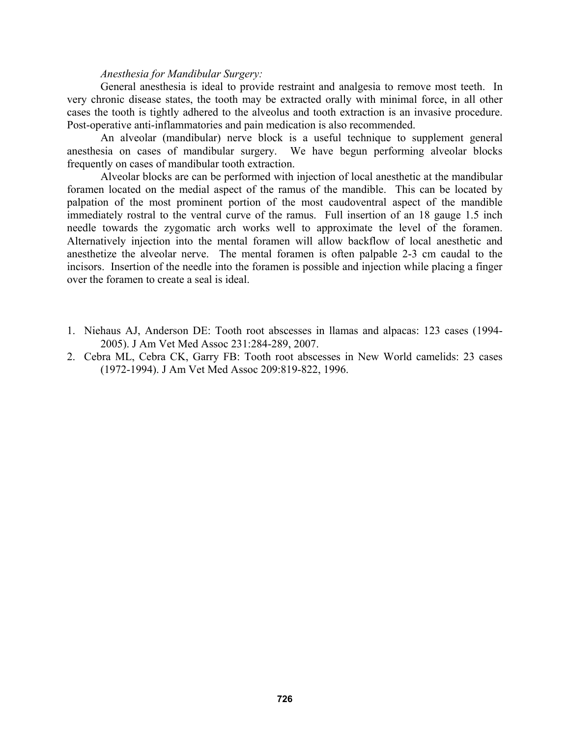*Anesthesia for Mandibular Surgery:*

General anesthesia is ideal to provide restraint and analgesia to remove most teeth. In very chronic disease states, the tooth may be extracted orally with minimal force, in all other cases the tooth is tightly adhered to the alveolus and tooth extraction is an invasive procedure. Post-operative anti-inflammatories and pain medication is also recommended.

An alveolar (mandibular) nerve block is a useful technique to supplement general anesthesia on cases of mandibular surgery. We have begun performing alveolar blocks frequently on cases of mandibular tooth extraction.

Alveolar blocks are can be performed with injection of local anesthetic at the mandibular foramen located on the medial aspect of the ramus of the mandible. This can be located by palpation of the most prominent portion of the most caudoventral aspect of the mandible immediately rostral to the ventral curve of the ramus. Full insertion of an 18 gauge 1.5 inch needle towards the zygomatic arch works well to approximate the level of the foramen. Alternatively injection into the mental foramen will allow backflow of local anesthetic and anesthetize the alveolar nerve. The mental foramen is often palpable 2-3 cm caudal to the incisors. Insertion of the needle into the foramen is possible and injection while placing a finger over the foramen to create a seal is ideal.

1. Niehaus AJ, Anderson DE: Tooth root abscesses in llamas and alpacas: 123 cases (1994-2005). J Am Vet Med Assoc 231:284-289, 2007.
2. Cebra ML, Cebra CK, Garry FB: Tooth root abscesses in New World camelids: 23 cases (1972-1994). J Am Vet Med Assoc 209:819-822, 1996.